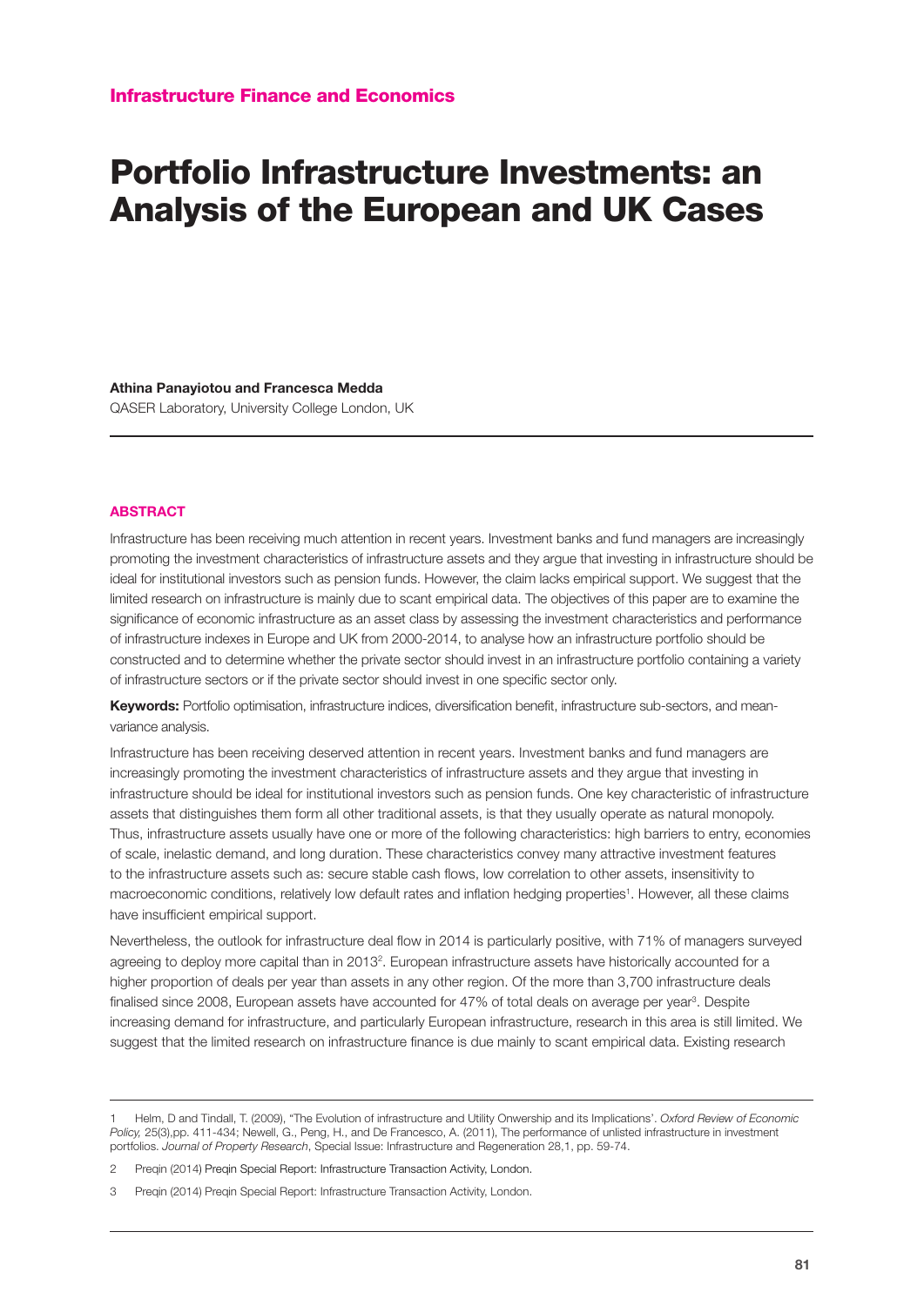**Infrastructure Finance and Economics**

# Portfolio Infrastructure Investments: an Analysis of the European and UK Cases

**Athina Panayiotou and Francesca Medda**
QASER Laboratory, University College London, UK

## ABSTRACT

Infrastructure has been receiving much attention in recent years. Investment banks and fund managers are increasingly promoting the investment characteristics of infrastructure assets and they argue that investing in infrastructure should be ideal for institutional investors such as pension funds. However, the claim lacks empirical support. We suggest that the limited research on infrastructure is mainly due to scant empirical data. The objectives of this paper are to examine the significance of economic infrastructure as an asset class by assessing the investment characteristics and performance of infrastructure indexes in Europe and UK from 2000-2014, to analyse how an infrastructure portfolio should be constructed and to determine whether the private sector should invest in an infrastructure portfolio containing a variety of infrastructure sectors or if the private sector should invest in one specific sector only.

**Keywords:** Portfolio optimisation, infrastructure indices, diversification benefit, infrastructure sub-sectors, and mean-variance analysis.

Infrastructure has been receiving deserved attention in recent years. Investment banks and fund managers are increasingly promoting the investment characteristics of infrastructure assets and they argue that investing in infrastructure should be ideal for institutional investors such as pension funds. One key characteristic of infrastructure assets that distinguishes them form all other traditional assets, is that they usually operate as natural monopoly. Thus, infrastructure assets usually have one or more of the following characteristics: high barriers to entry, economies of scale, inelastic demand, and long duration. These characteristics convey many attractive investment features to the infrastructure assets such as: secure stable cash flows, low correlation to other assets, insensitivity to macroeconomic conditions, relatively low default rates and inflation hedging properties[1]. However, all these claims have insufficient empirical support.

Nevertheless, the outlook for infrastructure deal flow in 2014 is particularly positive, with 71% of managers surveyed agreeing to deploy more capital than in 2013[2]. European infrastructure assets have historically accounted for a higher proportion of deals per year than assets in any other region. Of the more than 3,700 infrastructure deals finalised since 2008, European assets have accounted for 47% of total deals on average per year[3]. Despite increasing demand for infrastructure, and particularly European infrastructure, research in this area is still limited. We suggest that the limited research on infrastructure finance is due mainly to scant empirical data. Existing research

---

1 Helm, D and Tindall, T. (2009), "The Evolution of infrastructure and Utility Onwership and its Implications'. *Oxford Review of Economic Policy,* 25(3),pp. 411-434; Newell, G., Peng, H., and De Francesco, A. (2011), The performance of unlisted infrastructure in investment portfolios. *Journal of Property Research*, Special Issue: Infrastructure and Regeneration 28,1, pp. 59-74.

2 Preqin (2014) Preqin Special Report: Infrastructure Transaction Activity, London.

3 Preqin (2014) Preqin Special Report: Infrastructure Transaction Activity, London.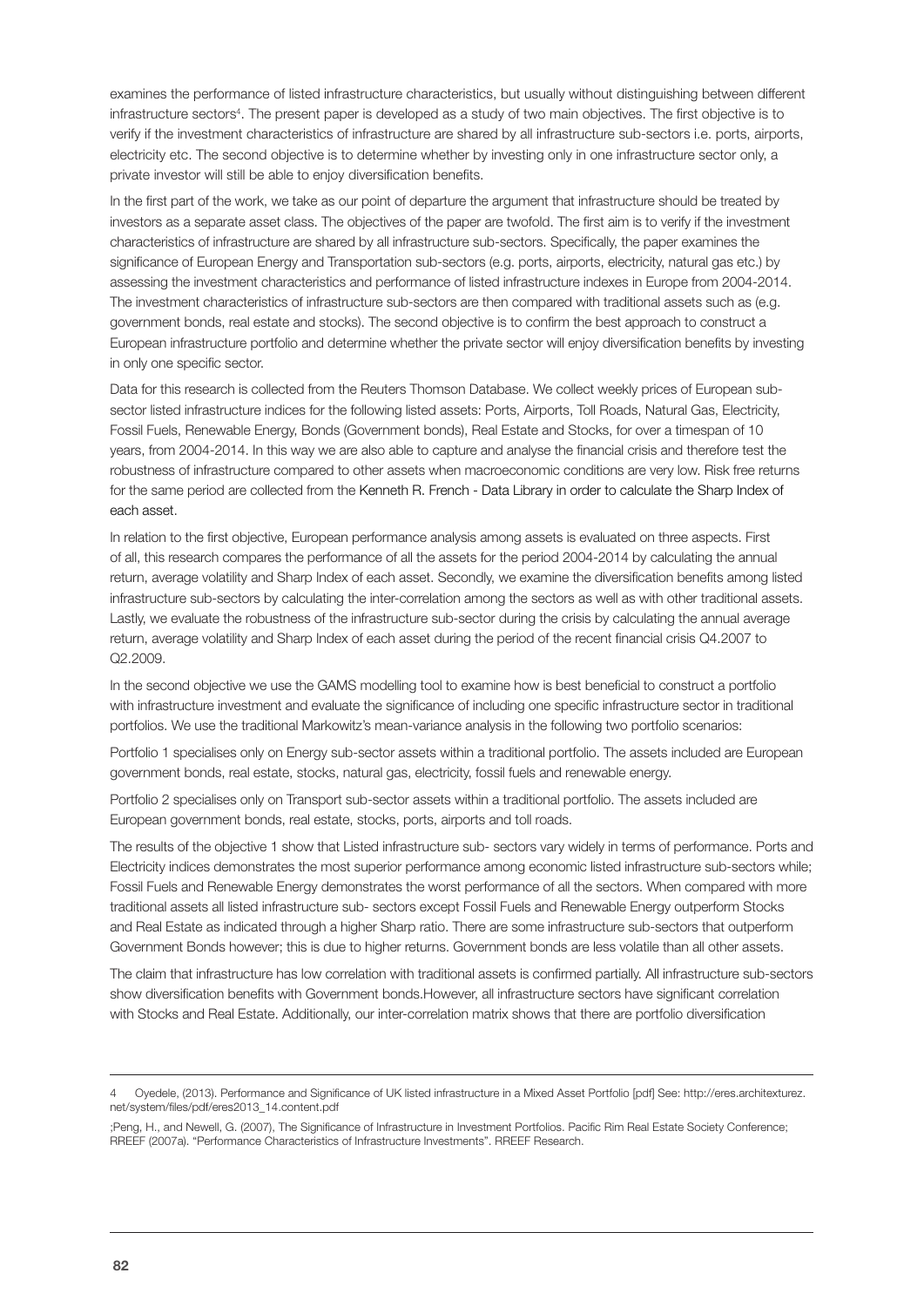examines the performance of listed infrastructure characteristics, but usually without distinguishing between different infrastructure sectors[4]. The present paper is developed as a study of two main objectives. The first objective is to verify if the investment characteristics of infrastructure are shared by all infrastructure sub-sectors i.e. ports, airports, electricity etc. The second objective is to determine whether by investing only in one infrastructure sector only, a private investor will still be able to enjoy diversification benefits.

In the first part of the work, we take as our point of departure the argument that infrastructure should be treated by investors as a separate asset class. The objectives of the paper are twofold. The first aim is to verify if the investment characteristics of infrastructure are shared by all infrastructure sub-sectors. Specifically, the paper examines the significance of European Energy and Transportation sub-sectors (e.g. ports, airports, electricity, natural gas etc.) by assessing the investment characteristics and performance of listed infrastructure indexes in Europe from 2004-2014. The investment characteristics of infrastructure sub-sectors are then compared with traditional assets such as (e.g. government bonds, real estate and stocks). The second objective is to confirm the best approach to construct a European infrastructure portfolio and determine whether the private sector will enjoy diversification benefits by investing in only one specific sector.

Data for this research is collected from the Reuters Thomson Database. We collect weekly prices of European sub-sector listed infrastructure indices for the following listed assets: Ports, Airports, Toll Roads, Natural Gas, Electricity, Fossil Fuels, Renewable Energy, Bonds (Government bonds), Real Estate and Stocks, for over a timespan of 10 years, from 2004-2014. In this way we are also able to capture and analyse the financial crisis and therefore test the robustness of infrastructure compared to other assets when macroeconomic conditions are very low. Risk free returns for the same period are collected from the Kenneth R. French - Data Library in order to calculate the Sharp Index of each asset.

In relation to the first objective, European performance analysis among assets is evaluated on three aspects. First of all, this research compares the performance of all the assets for the period 2004-2014 by calculating the annual return, average volatility and Sharp Index of each asset. Secondly, we examine the diversification benefits among listed infrastructure sub-sectors by calculating the inter-correlation among the sectors as well as with other traditional assets. Lastly, we evaluate the robustness of the infrastructure sub-sector during the crisis by calculating the annual average return, average volatility and Sharp Index of each asset during the period of the recent financial crisis Q4.2007 to Q2.2009.

In the second objective we use the GAMS modelling tool to examine how is best beneficial to construct a portfolio with infrastructure investment and evaluate the significance of including one specific infrastructure sector in traditional portfolios. We use the traditional Markowitz's mean-variance analysis in the following two portfolio scenarios:

Portfolio 1 specialises only on Energy sub-sector assets within a traditional portfolio. The assets included are European government bonds, real estate, stocks, natural gas, electricity, fossil fuels and renewable energy.

Portfolio 2 specialises only on Transport sub-sector assets within a traditional portfolio. The assets included are European government bonds, real estate, stocks, ports, airports and toll roads.

The results of the objective 1 show that Listed infrastructure sub- sectors vary widely in terms of performance. Ports and Electricity indices demonstrates the most superior performance among economic listed infrastructure sub-sectors while; Fossil Fuels and Renewable Energy demonstrates the worst performance of all the sectors. When compared with more traditional assets all listed infrastructure sub- sectors except Fossil Fuels and Renewable Energy outperform Stocks and Real Estate as indicated through a higher Sharp ratio. There are some infrastructure sub-sectors that outperform Government Bonds however; this is due to higher returns. Government bonds are less volatile than all other assets.

The claim that infrastructure has low correlation with traditional assets is confirmed partially. All infrastructure sub-sectors show diversification benefits with Government bonds.However, all infrastructure sectors have significant correlation with Stocks and Real Estate. Additionally, our inter-correlation matrix shows that there are portfolio diversification

---

4 Oyedele, (2013). Performance and Significance of UK listed infrastructure in a Mixed Asset Portfolio [pdf] See: http://eres.architexturez.net/system/files/pdf/eres2013_14.content.pdf

;Peng, H., and Newell, G. (2007), The Significance of Infrastructure in Investment Portfolios. Pacific Rim Real Estate Society Conference; RREEF (2007a). "Performance Characteristics of Infrastructure Investments". RREEF Research.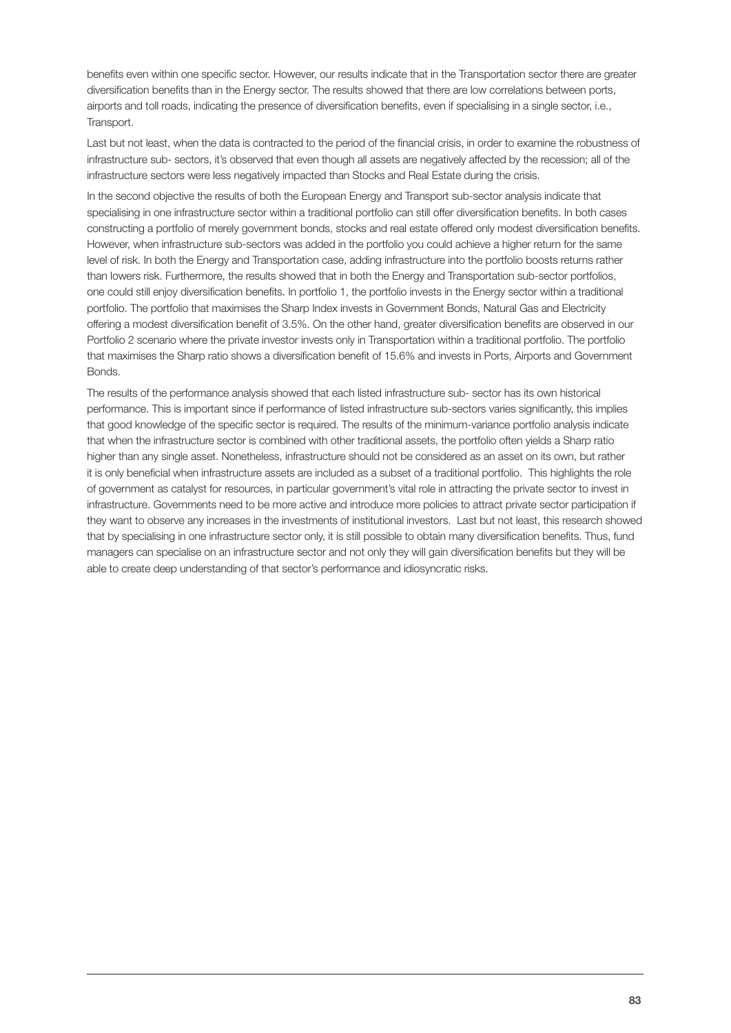benefits even within one specific sector. However, our results indicate that in the Transportation sector there are greater diversification benefits than in the Energy sector. The results showed that there are low correlations between ports, airports and toll roads, indicating the presence of diversification benefits, even if specialising in a single sector, i.e., Transport.

Last but not least, when the data is contracted to the period of the financial crisis, in order to examine the robustness of infrastructure sub- sectors, it's observed that even though all assets are negatively affected by the recession; all of the infrastructure sectors were less negatively impacted than Stocks and Real Estate during the crisis.

In the second objective the results of both the European Energy and Transport sub-sector analysis indicate that specialising in one infrastructure sector within a traditional portfolio can still offer diversification benefits. In both cases constructing a portfolio of merely government bonds, stocks and real estate offered only modest diversification benefits. However, when infrastructure sub-sectors was added in the portfolio you could achieve a higher return for the same level of risk. In both the Energy and Transportation case, adding infrastructure into the portfolio boosts returns rather than lowers risk. Furthermore, the results showed that in both the Energy and Transportation sub-sector portfolios, one could still enjoy diversification benefits. In portfolio 1, the portfolio invests in the Energy sector within a traditional portfolio. The portfolio that maximises the Sharp Index invests in Government Bonds, Natural Gas and Electricity offering a modest diversification benefit of 3.5%. On the other hand, greater diversification benefits are observed in our Portfolio 2 scenario where the private investor invests only in Transportation within a traditional portfolio. The portfolio that maximises the Sharp ratio shows a diversification benefit of 15.6% and invests in Ports, Airports and Government Bonds.

The results of the performance analysis showed that each listed infrastructure sub- sector has its own historical performance. This is important since if performance of listed infrastructure sub-sectors varies significantly, this implies that good knowledge of the specific sector is required. The results of the minimum-variance portfolio analysis indicate that when the infrastructure sector is combined with other traditional assets, the portfolio often yields a Sharp ratio higher than any single asset. Nonetheless, infrastructure should not be considered as an asset on its own, but rather it is only beneficial when infrastructure assets are included as a subset of a traditional portfolio. This highlights the role of government as catalyst for resources, in particular government's vital role in attracting the private sector to invest in infrastructure. Governments need to be more active and introduce more policies to attract private sector participation if they want to observe any increases in the investments of institutional investors. Last but not least, this research showed that by specialising in one infrastructure sector only, it is still possible to obtain many diversification benefits. Thus, fund managers can specialise on an infrastructure sector and not only they will gain diversification benefits but they will be able to create deep understanding of that sector's performance and idiosyncratic risks.